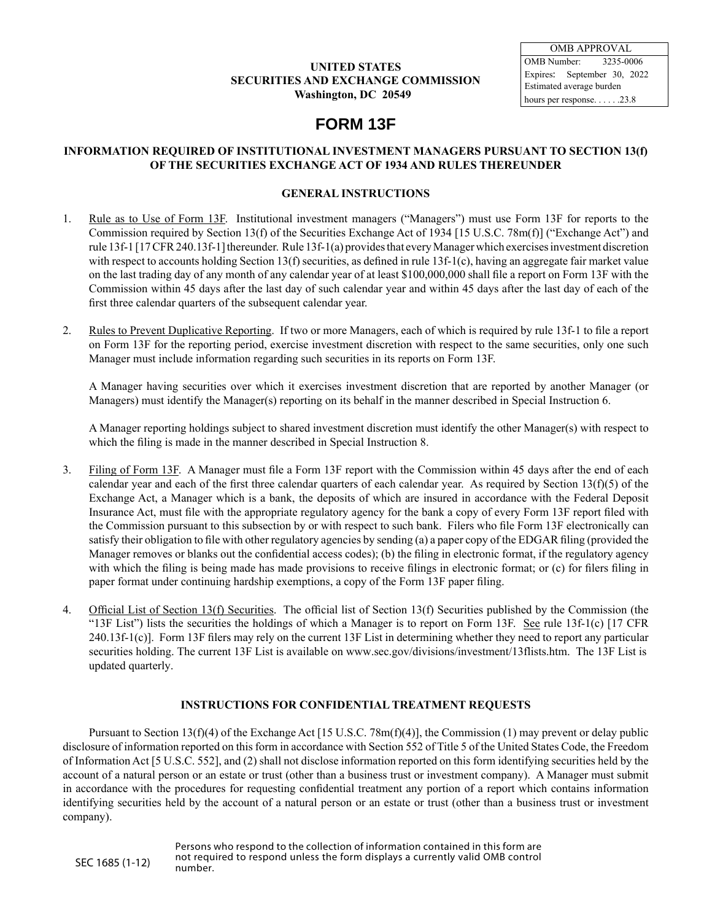| OMB APPROVAL | |
|---|---|
| OMB Number: | 3235-0006 |
| Expires: | September 30, 2022 |
| Estimated average burden | |
| hours per response. . . . . .23.8 | |

**UNITED STATES**
**SECURITIES AND EXCHANGE COMMISSION**
**Washington, DC 20549**

# FORM 13F

## INFORMATION REQUIRED OF INSTITUTIONAL INVESTMENT MANAGERS PURSUANT TO SECTION 13(f) OF THE SECURITIES EXCHANGE ACT OF 1934 AND RULES THEREUNDER

### GENERAL INSTRUCTIONS

1. Rule as to Use of Form 13F. Institutional investment managers ("Managers") must use Form 13F for reports to the Commission required by Section 13(f) of the Securities Exchange Act of 1934 [15 U.S.C. 78m(f)] ("Exchange Act") and rule 13f-1 [17 CFR 240.13f-1] thereunder. Rule 13f-1(a) provides that every Manager which exercises investment discretion with respect to accounts holding Section 13(f) securities, as defined in rule 13f-1(c), having an aggregate fair market value on the last trading day of any month of any calendar year of at least $100,000,000 shall file a report on Form 13F with the Commission within 45 days after the last day of such calendar year and within 45 days after the last day of each of the first three calendar quarters of the subsequent calendar year.

2. Rules to Prevent Duplicative Reporting. If two or more Managers, each of which is required by rule 13f-1 to file a report on Form 13F for the reporting period, exercise investment discretion with respect to the same securities, only one such Manager must include information regarding such securities in its reports on Form 13F.

   A Manager having securities over which it exercises investment discretion that are reported by another Manager (or Managers) must identify the Manager(s) reporting on its behalf in the manner described in Special Instruction 6.

   A Manager reporting holdings subject to shared investment discretion must identify the other Manager(s) with respect to which the filing is made in the manner described in Special Instruction 8.

3. Filing of Form 13F. A Manager must file a Form 13F report with the Commission within 45 days after the end of each calendar year and each of the first three calendar quarters of each calendar year. As required by Section 13(f)(5) of the Exchange Act, a Manager which is a bank, the deposits of which are insured in accordance with the Federal Deposit Insurance Act, must file with the appropriate regulatory agency for the bank a copy of every Form 13F report filed with the Commission pursuant to this subsection by or with respect to such bank. Filers who file Form 13F electronically can satisfy their obligation to file with other regulatory agencies by sending (a) a paper copy of the EDGAR filing (provided the Manager removes or blanks out the confidential access codes); (b) the filing in electronic format, if the regulatory agency with which the filing is being made has made provisions to receive filings in electronic format; or (c) for filers filing in paper format under continuing hardship exemptions, a copy of the Form 13F paper filing.

4. Official List of Section 13(f) Securities. The official list of Section 13(f) Securities published by the Commission (the "13F List") lists the securities the holdings of which a Manager is to report on Form 13F. See rule 13f-1(c) [17 CFR 240.13f-1(c)]. Form 13F filers may rely on the current 13F List in determining whether they need to report any particular securities holding. The current 13F List is available on www.sec.gov/divisions/investment/13flists.htm. The 13F List is updated quarterly.

### INSTRUCTIONS FOR CONFIDENTIAL TREATMENT REQUESTS

Pursuant to Section 13(f)(4) of the Exchange Act [15 U.S.C. 78m(f)(4)], the Commission (1) may prevent or delay public disclosure of information reported on this form in accordance with Section 552 of Title 5 of the United States Code, the Freedom of Information Act [5 U.S.C. 552], and (2) shall not disclose information reported on this form identifying securities held by the account of a natural person or an estate or trust (other than a business trust or investment company). A Manager must submit in accordance with the procedures for requesting confidential treatment any portion of a report which contains information identifying securities held by the account of a natural person or an estate or trust (other than a business trust or investment company).

SEC 1685 (1-12)

Persons who respond to the collection of information contained in this form are not required to respond unless the form displays a currently valid OMB control number.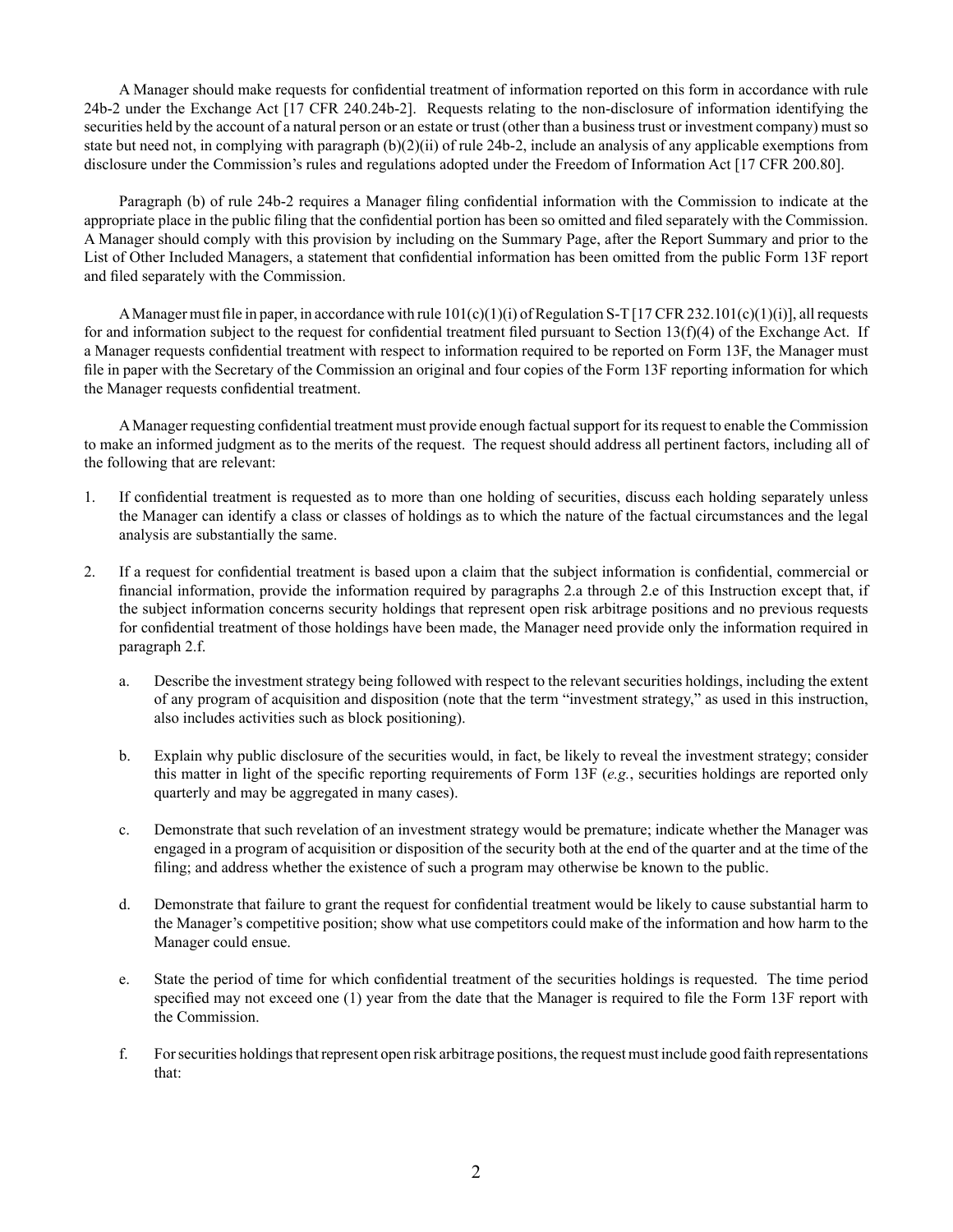A Manager should make requests for confidential treatment of information reported on this form in accordance with rule 24b-2 under the Exchange Act [17 CFR 240.24b-2]. Requests relating to the non-disclosure of information identifying the securities held by the account of a natural person or an estate or trust (other than a business trust or investment company) must so state but need not, in complying with paragraph (b)(2)(ii) of rule 24b-2, include an analysis of any applicable exemptions from disclosure under the Commission's rules and regulations adopted under the Freedom of Information Act [17 CFR 200.80].

Paragraph (b) of rule 24b-2 requires a Manager filing confidential information with the Commission to indicate at the appropriate place in the public filing that the confidential portion has been so omitted and filed separately with the Commission. A Manager should comply with this provision by including on the Summary Page, after the Report Summary and prior to the List of Other Included Managers, a statement that confidential information has been omitted from the public Form 13F report and filed separately with the Commission.

A Manager must file in paper, in accordance with rule 101(c)(1)(i) of Regulation S-T [17 CFR 232.101(c)(1)(i)], all requests for and information subject to the request for confidential treatment filed pursuant to Section 13(f)(4) of the Exchange Act. If a Manager requests confidential treatment with respect to information required to be reported on Form 13F, the Manager must file in paper with the Secretary of the Commission an original and four copies of the Form 13F reporting information for which the Manager requests confidential treatment.

A Manager requesting confidential treatment must provide enough factual support for its request to enable the Commission to make an informed judgment as to the merits of the request. The request should address all pertinent factors, including all of the following that are relevant:

1. If confidential treatment is requested as to more than one holding of securities, discuss each holding separately unless the Manager can identify a class or classes of holdings as to which the nature of the factual circumstances and the legal analysis are substantially the same.

2. If a request for confidential treatment is based upon a claim that the subject information is confidential, commercial or financial information, provide the information required by paragraphs 2.a through 2.e of this Instruction except that, if the subject information concerns security holdings that represent open risk arbitrage positions and no previous requests for confidential treatment of those holdings have been made, the Manager need provide only the information required in paragraph 2.f.

   a. Describe the investment strategy being followed with respect to the relevant securities holdings, including the extent of any program of acquisition and disposition (note that the term "investment strategy," as used in this instruction, also includes activities such as block positioning).

   b. Explain why public disclosure of the securities would, in fact, be likely to reveal the investment strategy; consider this matter in light of the specific reporting requirements of Form 13F (*e.g.*, securities holdings are reported only quarterly and may be aggregated in many cases).

   c. Demonstrate that such revelation of an investment strategy would be premature; indicate whether the Manager was engaged in a program of acquisition or disposition of the security both at the end of the quarter and at the time of the filing; and address whether the existence of such a program may otherwise be known to the public.

   d. Demonstrate that failure to grant the request for confidential treatment would be likely to cause substantial harm to the Manager's competitive position; show what use competitors could make of the information and how harm to the Manager could ensue.

   e. State the period of time for which confidential treatment of the securities holdings is requested. The time period specified may not exceed one (1) year from the date that the Manager is required to file the Form 13F report with the Commission.

   f. For securities holdings that represent open risk arbitrage positions, the request must include good faith representations that: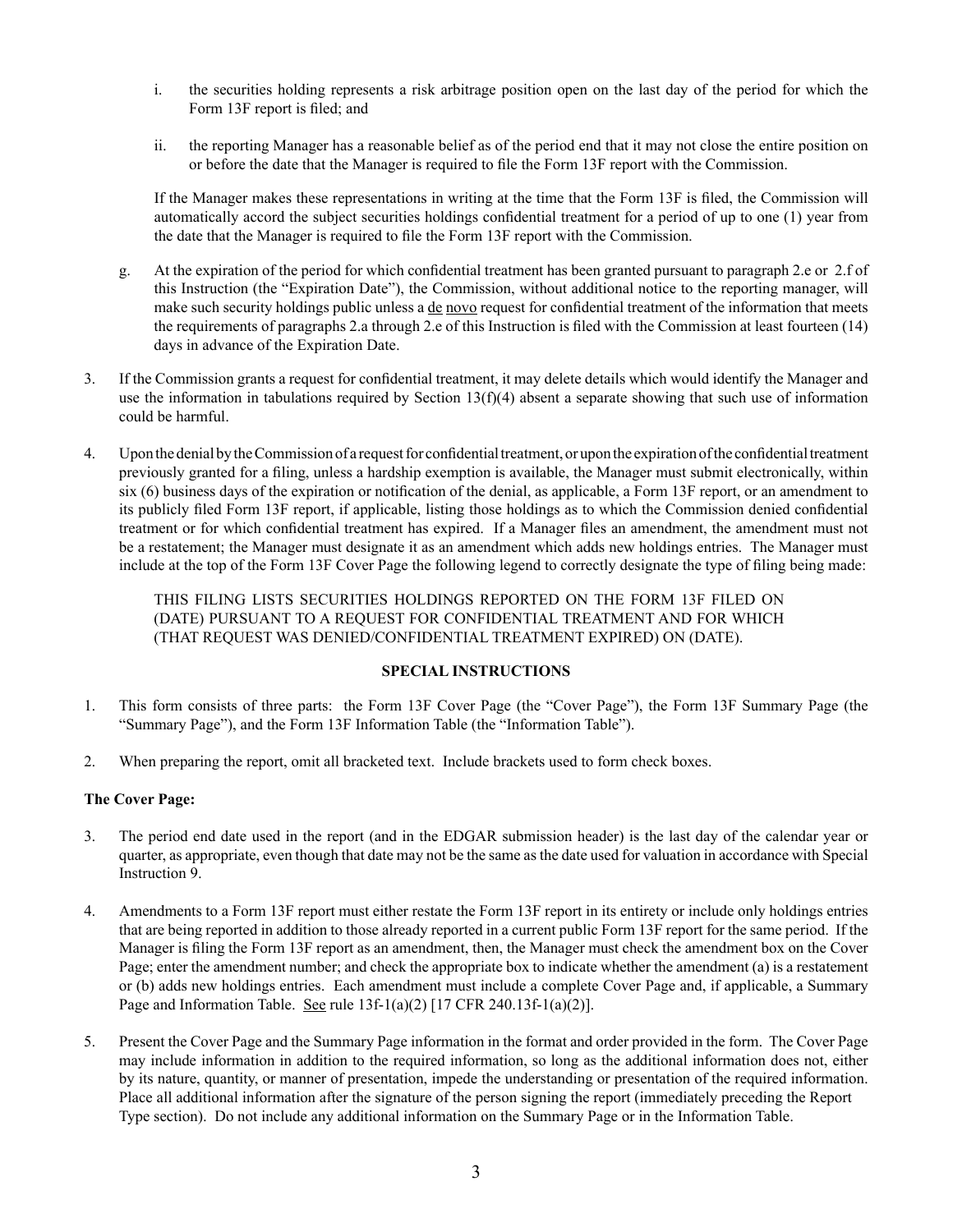i. the securities holding represents a risk arbitrage position open on the last day of the period for which the Form 13F report is filed; and

ii. the reporting Manager has a reasonable belief as of the period end that it may not close the entire position on or before the date that the Manager is required to file the Form 13F report with the Commission.

If the Manager makes these representations in writing at the time that the Form 13F is filed, the Commission will automatically accord the subject securities holdings confidential treatment for a period of up to one (1) year from the date that the Manager is required to file the Form 13F report with the Commission.

g. At the expiration of the period for which confidential treatment has been granted pursuant to paragraph 2.e or 2.f of this Instruction (the "Expiration Date"), the Commission, without additional notice to the reporting manager, will make such security holdings public unless a de novo request for confidential treatment of the information that meets the requirements of paragraphs 2.a through 2.e of this Instruction is filed with the Commission at least fourteen (14) days in advance of the Expiration Date.

3. If the Commission grants a request for confidential treatment, it may delete details which would identify the Manager and use the information in tabulations required by Section 13(f)(4) absent a separate showing that such use of information could be harmful.

4. Upon the denial by the Commission of a request for confidential treatment, or upon the expiration of the confidential treatment previously granted for a filing, unless a hardship exemption is available, the Manager must submit electronically, within six (6) business days of the expiration or notification of the denial, as applicable, a Form 13F report, or an amendment to its publicly filed Form 13F report, if applicable, listing those holdings as to which the Commission denied confidential treatment or for which confidential treatment has expired. If a Manager files an amendment, the amendment must not be a restatement; the Manager must designate it as an amendment which adds new holdings entries. The Manager must include at the top of the Form 13F Cover Page the following legend to correctly designate the type of filing being made:

THIS FILING LISTS SECURITIES HOLDINGS REPORTED ON THE FORM 13F FILED ON (DATE) PURSUANT TO A REQUEST FOR CONFIDENTIAL TREATMENT AND FOR WHICH (THAT REQUEST WAS DENIED/CONFIDENTIAL TREATMENT EXPIRED) ON (DATE).

## SPECIAL INSTRUCTIONS

1. This form consists of three parts: the Form 13F Cover Page (the "Cover Page"), the Form 13F Summary Page (the "Summary Page"), and the Form 13F Information Table (the "Information Table").

2. When preparing the report, omit all bracketed text. Include brackets used to form check boxes.

**The Cover Page:**

3. The period end date used in the report (and in the EDGAR submission header) is the last day of the calendar year or quarter, as appropriate, even though that date may not be the same as the date used for valuation in accordance with Special Instruction 9.

4. Amendments to a Form 13F report must either restate the Form 13F report in its entirety or include only holdings entries that are being reported in addition to those already reported in a current public Form 13F report for the same period. If the Manager is filing the Form 13F report as an amendment, then, the Manager must check the amendment box on the Cover Page; enter the amendment number; and check the appropriate box to indicate whether the amendment (a) is a restatement or (b) adds new holdings entries. Each amendment must include a complete Cover Page and, if applicable, a Summary Page and Information Table. See rule 13f-1(a)(2) [17 CFR 240.13f-1(a)(2)].

5. Present the Cover Page and the Summary Page information in the format and order provided in the form. The Cover Page may include information in addition to the required information, so long as the additional information does not, either by its nature, quantity, or manner of presentation, impede the understanding or presentation of the required information. Place all additional information after the signature of the person signing the report (immediately preceding the Report Type section). Do not include any additional information on the Summary Page or in the Information Table.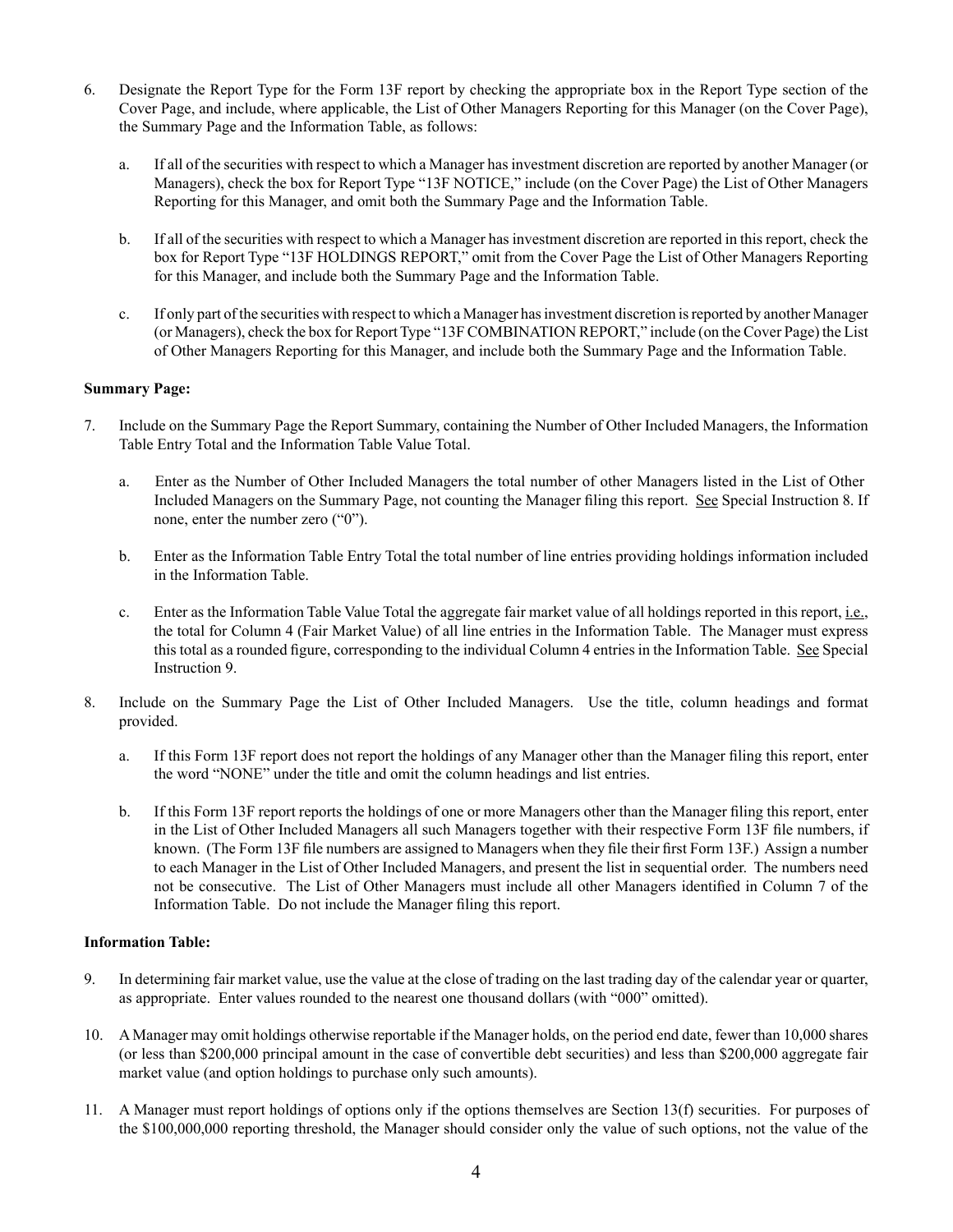6. Designate the Report Type for the Form 13F report by checking the appropriate box in the Report Type section of the Cover Page, and include, where applicable, the List of Other Managers Reporting for this Manager (on the Cover Page), the Summary Page and the Information Table, as follows:

   a. If all of the securities with respect to which a Manager has investment discretion are reported by another Manager (or Managers), check the box for Report Type "13F NOTICE," include (on the Cover Page) the List of Other Managers Reporting for this Manager, and omit both the Summary Page and the Information Table.

   b. If all of the securities with respect to which a Manager has investment discretion are reported in this report, check the box for Report Type "13F HOLDINGS REPORT," omit from the Cover Page the List of Other Managers Reporting for this Manager, and include both the Summary Page and the Information Table.

   c. If only part of the securities with respect to which a Manager has investment discretion is reported by another Manager (or Managers), check the box for Report Type "13F COMBINATION REPORT," include (on the Cover Page) the List of Other Managers Reporting for this Manager, and include both the Summary Page and the Information Table.

**Summary Page:**

7. Include on the Summary Page the Report Summary, containing the Number of Other Included Managers, the Information Table Entry Total and the Information Table Value Total.

   a. Enter as the Number of Other Included Managers the total number of other Managers listed in the List of Other Included Managers on the Summary Page, not counting the Manager filing this report. See Special Instruction 8. If none, enter the number zero ("0").

   b. Enter as the Information Table Entry Total the total number of line entries providing holdings information included in the Information Table.

   c. Enter as the Information Table Value Total the aggregate fair market value of all holdings reported in this report, i.e., the total for Column 4 (Fair Market Value) of all line entries in the Information Table. The Manager must express this total as a rounded figure, corresponding to the individual Column 4 entries in the Information Table. See Special Instruction 9.

8. Include on the Summary Page the List of Other Included Managers. Use the title, column headings and format provided.

   a. If this Form 13F report does not report the holdings of any Manager other than the Manager filing this report, enter the word "NONE" under the title and omit the column headings and list entries.

   b. If this Form 13F report reports the holdings of one or more Managers other than the Manager filing this report, enter in the List of Other Included Managers all such Managers together with their respective Form 13F file numbers, if known. (The Form 13F file numbers are assigned to Managers when they file their first Form 13F.) Assign a number to each Manager in the List of Other Included Managers, and present the list in sequential order. The numbers need not be consecutive. The List of Other Managers must include all other Managers identified in Column 7 of the Information Table. Do not include the Manager filing this report.

**Information Table:**

9. In determining fair market value, use the value at the close of trading on the last trading day of the calendar year or quarter, as appropriate. Enter values rounded to the nearest one thousand dollars (with "000" omitted).

10. A Manager may omit holdings otherwise reportable if the Manager holds, on the period end date, fewer than 10,000 shares (or less than $200,000 principal amount in the case of convertible debt securities) and less than $200,000 aggregate fair market value (and option holdings to purchase only such amounts).

11. A Manager must report holdings of options only if the options themselves are Section 13(f) securities. For purposes of the $100,000,000 reporting threshold, the Manager should consider only the value of such options, not the value of the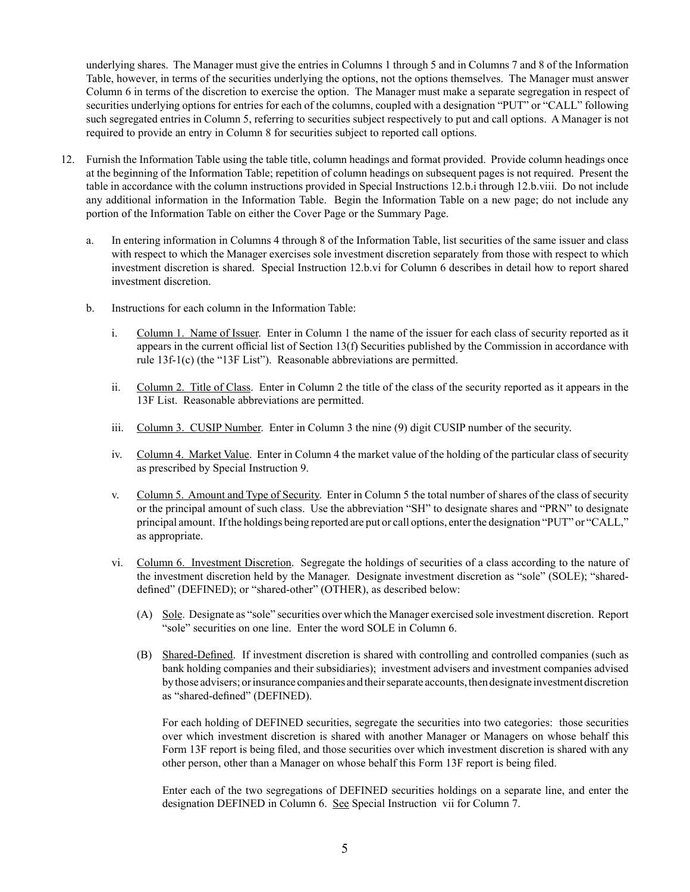underlying shares. The Manager must give the entries in Columns 1 through 5 and in Columns 7 and 8 of the Information Table, however, in terms of the securities underlying the options, not the options themselves. The Manager must answer Column 6 in terms of the discretion to exercise the option. The Manager must make a separate segregation in respect of securities underlying options for entries for each of the columns, coupled with a designation "PUT" or "CALL" following such segregated entries in Column 5, referring to securities subject respectively to put and call options. A Manager is not required to provide an entry in Column 8 for securities subject to reported call options.

12. Furnish the Information Table using the table title, column headings and format provided. Provide column headings once at the beginning of the Information Table; repetition of column headings on subsequent pages is not required. Present the table in accordance with the column instructions provided in Special Instructions 12.b.i through 12.b.viii. Do not include any additional information in the Information Table. Begin the Information Table on a new page; do not include any portion of the Information Table on either the Cover Page or the Summary Page.

    a. In entering information in Columns 4 through 8 of the Information Table, list securities of the same issuer and class with respect to which the Manager exercises sole investment discretion separately from those with respect to which investment discretion is shared. Special Instruction 12.b.vi for Column 6 describes in detail how to report shared investment discretion.

    b. Instructions for each column in the Information Table:

        i. Column 1. Name of Issuer. Enter in Column 1 the name of the issuer for each class of security reported as it appears in the current official list of Section 13(f) Securities published by the Commission in accordance with rule 13f-1(c) (the "13F List"). Reasonable abbreviations are permitted.

        ii. Column 2. Title of Class. Enter in Column 2 the title of the class of the security reported as it appears in the 13F List. Reasonable abbreviations are permitted.

        iii. Column 3. CUSIP Number. Enter in Column 3 the nine (9) digit CUSIP number of the security.

        iv. Column 4. Market Value. Enter in Column 4 the market value of the holding of the particular class of security as prescribed by Special Instruction 9.

        v. Column 5. Amount and Type of Security. Enter in Column 5 the total number of shares of the class of security or the principal amount of such class. Use the abbreviation "SH" to designate shares and "PRN" to designate principal amount. If the holdings being reported are put or call options, enter the designation "PUT" or "CALL," as appropriate.

        vi. Column 6. Investment Discretion. Segregate the holdings of securities of a class according to the nature of the investment discretion held by the Manager. Designate investment discretion as "sole" (SOLE); "shared-defined" (DEFINED); or "shared-other" (OTHER), as described below:

            (A) Sole. Designate as "sole" securities over which the Manager exercised sole investment discretion. Report "sole" securities on one line. Enter the word SOLE in Column 6.

            (B) Shared-Defined. If investment discretion is shared with controlling and controlled companies (such as bank holding companies and their subsidiaries); investment advisers and investment companies advised by those advisers; or insurance companies and their separate accounts, then designate investment discretion as "shared-defined" (DEFINED).

            For each holding of DEFINED securities, segregate the securities into two categories: those securities over which investment discretion is shared with another Manager or Managers on whose behalf this Form 13F report is being filed, and those securities over which investment discretion is shared with any other person, other than a Manager on whose behalf this Form 13F report is being filed.

            Enter each of the two segregations of DEFINED securities holdings on a separate line, and enter the designation DEFINED in Column 6. See Special Instruction vii for Column 7.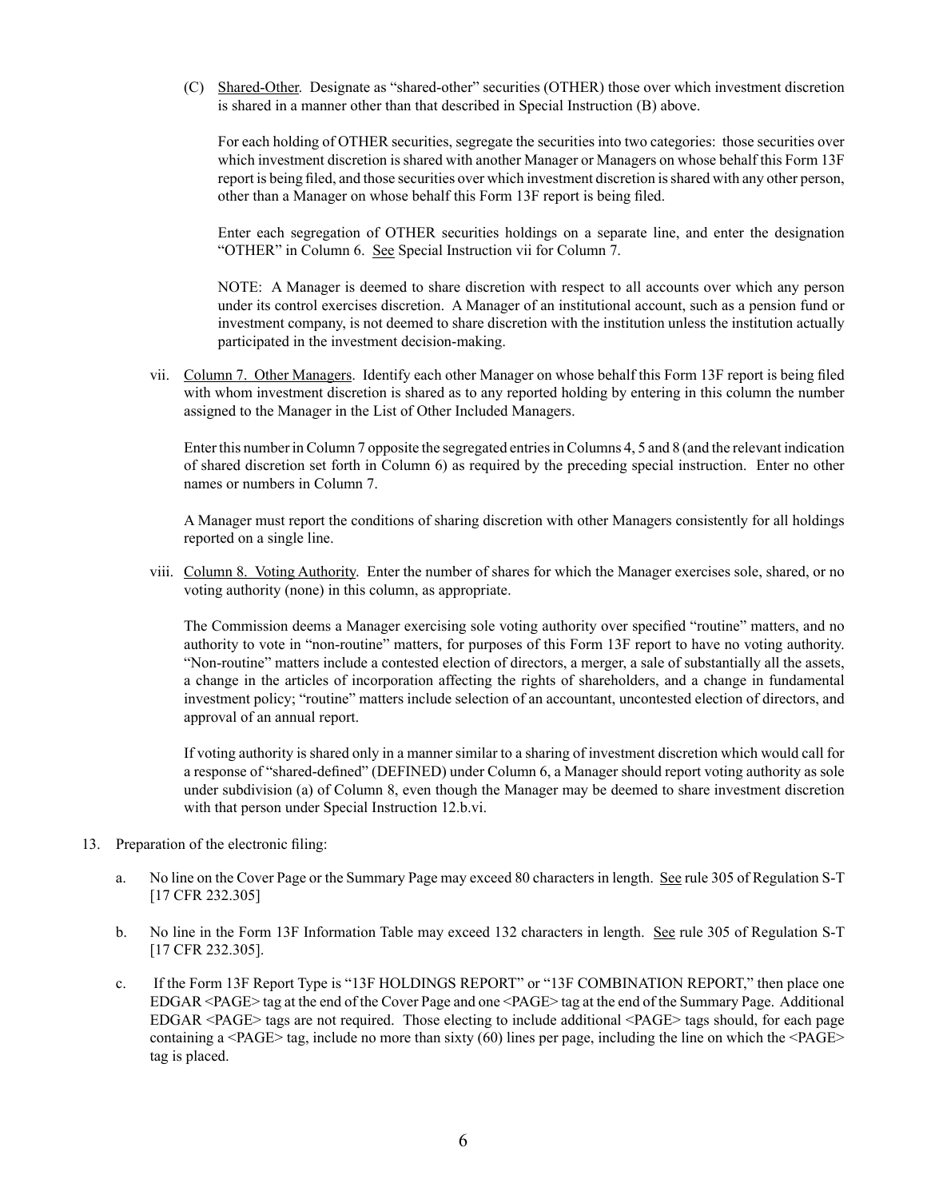(C) Shared-Other. Designate as "shared-other" securities (OTHER) those over which investment discretion is shared in a manner other than that described in Special Instruction (B) above.

For each holding of OTHER securities, segregate the securities into two categories: those securities over which investment discretion is shared with another Manager or Managers on whose behalf this Form 13F report is being filed, and those securities over which investment discretion is shared with any other person, other than a Manager on whose behalf this Form 13F report is being filed.

Enter each segregation of OTHER securities holdings on a separate line, and enter the designation "OTHER" in Column 6. See Special Instruction vii for Column 7.

NOTE: A Manager is deemed to share discretion with respect to all accounts over which any person under its control exercises discretion. A Manager of an institutional account, such as a pension fund or investment company, is not deemed to share discretion with the institution unless the institution actually participated in the investment decision-making.

vii. Column 7. Other Managers. Identify each other Manager on whose behalf this Form 13F report is being filed with whom investment discretion is shared as to any reported holding by entering in this column the number assigned to the Manager in the List of Other Included Managers.

Enter this number in Column 7 opposite the segregated entries in Columns 4, 5 and 8 (and the relevant indication of shared discretion set forth in Column 6) as required by the preceding special instruction. Enter no other names or numbers in Column 7.

A Manager must report the conditions of sharing discretion with other Managers consistently for all holdings reported on a single line.

viii. Column 8. Voting Authority. Enter the number of shares for which the Manager exercises sole, shared, or no voting authority (none) in this column, as appropriate.

The Commission deems a Manager exercising sole voting authority over specified "routine" matters, and no authority to vote in "non-routine" matters, for purposes of this Form 13F report to have no voting authority. "Non-routine" matters include a contested election of directors, a merger, a sale of substantially all the assets, a change in the articles of incorporation affecting the rights of shareholders, and a change in fundamental investment policy; "routine" matters include selection of an accountant, uncontested election of directors, and approval of an annual report.

If voting authority is shared only in a manner similar to a sharing of investment discretion which would call for a response of "shared-defined" (DEFINED) under Column 6, a Manager should report voting authority as sole under subdivision (a) of Column 8, even though the Manager may be deemed to share investment discretion with that person under Special Instruction 12.b.vi.

13. Preparation of the electronic filing:

a. No line on the Cover Page or the Summary Page may exceed 80 characters in length. See rule 305 of Regulation S-T [17 CFR 232.305]

b. No line in the Form 13F Information Table may exceed 132 characters in length. See rule 305 of Regulation S-T [17 CFR 232.305].

c. If the Form 13F Report Type is "13F HOLDINGS REPORT" or "13F COMBINATION REPORT," then place one EDGAR <PAGE> tag at the end of the Cover Page and one <PAGE> tag at the end of the Summary Page. Additional EDGAR <PAGE> tags are not required. Those electing to include additional <PAGE> tags should, for each page containing a <PAGE> tag, include no more than sixty (60) lines per page, including the line on which the <PAGE> tag is placed.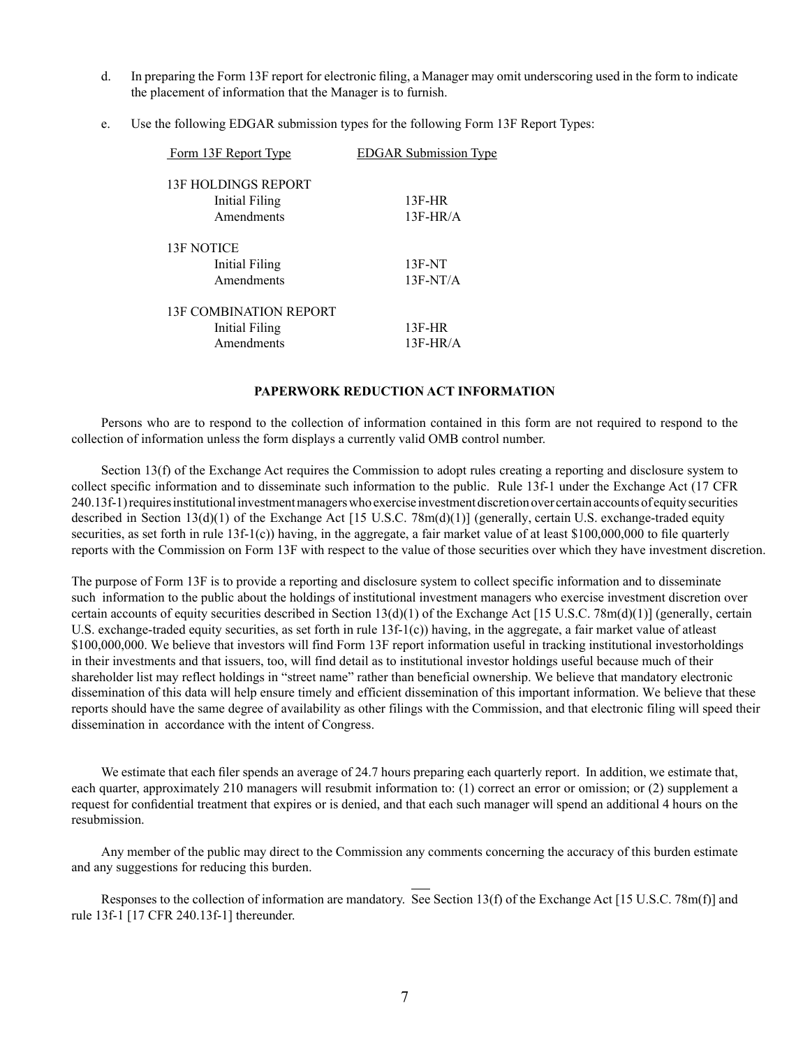d. In preparing the Form 13F report for electronic filing, a Manager may omit underscoring used in the form to indicate the placement of information that the Manager is to furnish.

e. Use the following EDGAR submission types for the following Form 13F Report Types:

| Form 13F Report Type | EDGAR Submission Type |
|---|---|
| 13F HOLDINGS REPORT | |
| Initial Filing | 13F-HR |
| Amendments | 13F-HR/A |
| 13F NOTICE | |
| Initial Filing | 13F-NT |
| Amendments | 13F-NT/A |
| 13F COMBINATION REPORT | |
| Initial Filing | 13F-HR |
| Amendments | 13F-HR/A |

**PAPERWORK REDUCTION ACT INFORMATION**

Persons who are to respond to the collection of information contained in this form are not required to respond to the collection of information unless the form displays a currently valid OMB control number.

Section 13(f) of the Exchange Act requires the Commission to adopt rules creating a reporting and disclosure system to collect specific information and to disseminate such information to the public. Rule 13f-1 under the Exchange Act (17 CFR 240.13f-1) requires institutional investment managers who exercise investment discretion over certain accounts of equity securities described in Section 13(d)(1) of the Exchange Act [15 U.S.C. 78m(d)(1)] (generally, certain U.S. exchange-traded equity securities, as set forth in rule 13f-1(c)) having, in the aggregate, a fair market value of at least $100,000,000 to file quarterly reports with the Commission on Form 13F with respect to the value of those securities over which they have investment discretion.

The purpose of Form 13F is to provide a reporting and disclosure system to collect specific information and to disseminate such information to the public about the holdings of institutional investment managers who exercise investment discretion over certain accounts of equity securities described in Section 13(d)(1) of the Exchange Act [15 U.S.C. 78m(d)(1)] (generally, certain U.S. exchange-traded equity securities, as set forth in rule 13f-1(c)) having, in the aggregate, a fair market value of atleast $100,000,000. We believe that investors will find Form 13F report information useful in tracking institutional investorholdings in their investments and that issuers, too, will find detail as to institutional investor holdings useful because much of their shareholder list may reflect holdings in "street name" rather than beneficial ownership. We believe that mandatory electronic dissemination of this data will help ensure timely and efficient dissemination of this important information. We believe that these reports should have the same degree of availability as other filings with the Commission, and that electronic filing will speed their dissemination in accordance with the intent of Congress.

We estimate that each filer spends an average of 24.7 hours preparing each quarterly report. In addition, we estimate that, each quarter, approximately 210 managers will resubmit information to: (1) correct an error or omission; or (2) supplement a request for confidential treatment that expires or is denied, and that each such manager will spend an additional 4 hours on the resubmission.

Any member of the public may direct to the Commission any comments concerning the accuracy of this burden estimate and any suggestions for reducing this burden.

Responses to the collection of information are mandatory. See Section 13(f) of the Exchange Act [15 U.S.C. 78m(f)] and rule 13f-1 [17 CFR 240.13f-1] thereunder.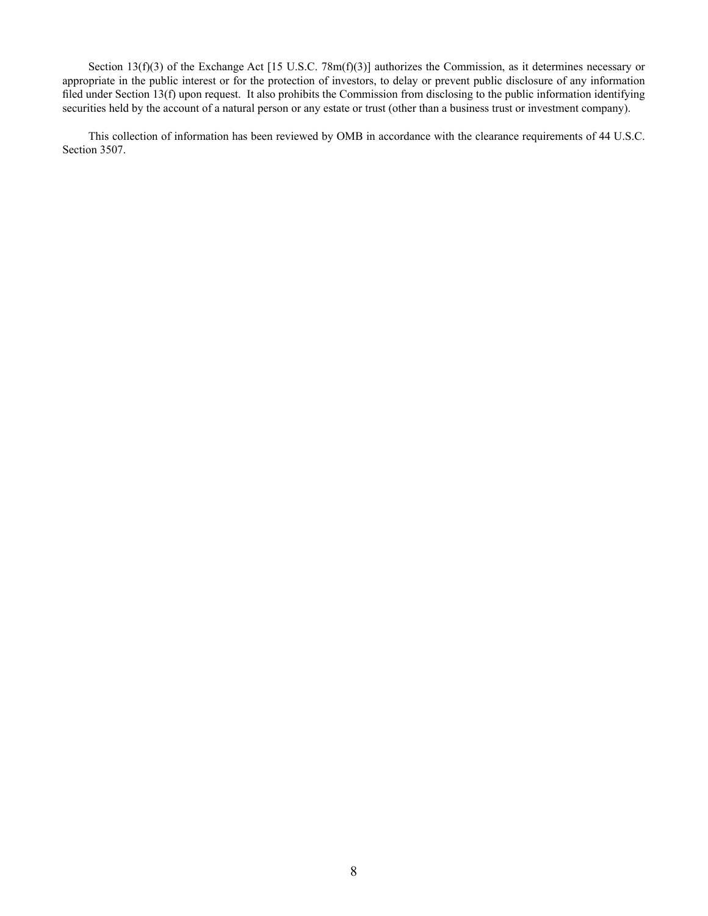Section 13(f)(3) of the Exchange Act [15 U.S.C. 78m(f)(3)] authorizes the Commission, as it determines necessary or appropriate in the public interest or for the protection of investors, to delay or prevent public disclosure of any information filed under Section 13(f) upon request. It also prohibits the Commission from disclosing to the public information identifying securities held by the account of a natural person or any estate or trust (other than a business trust or investment company).

This collection of information has been reviewed by OMB in accordance with the clearance requirements of 44 U.S.C. Section 3507.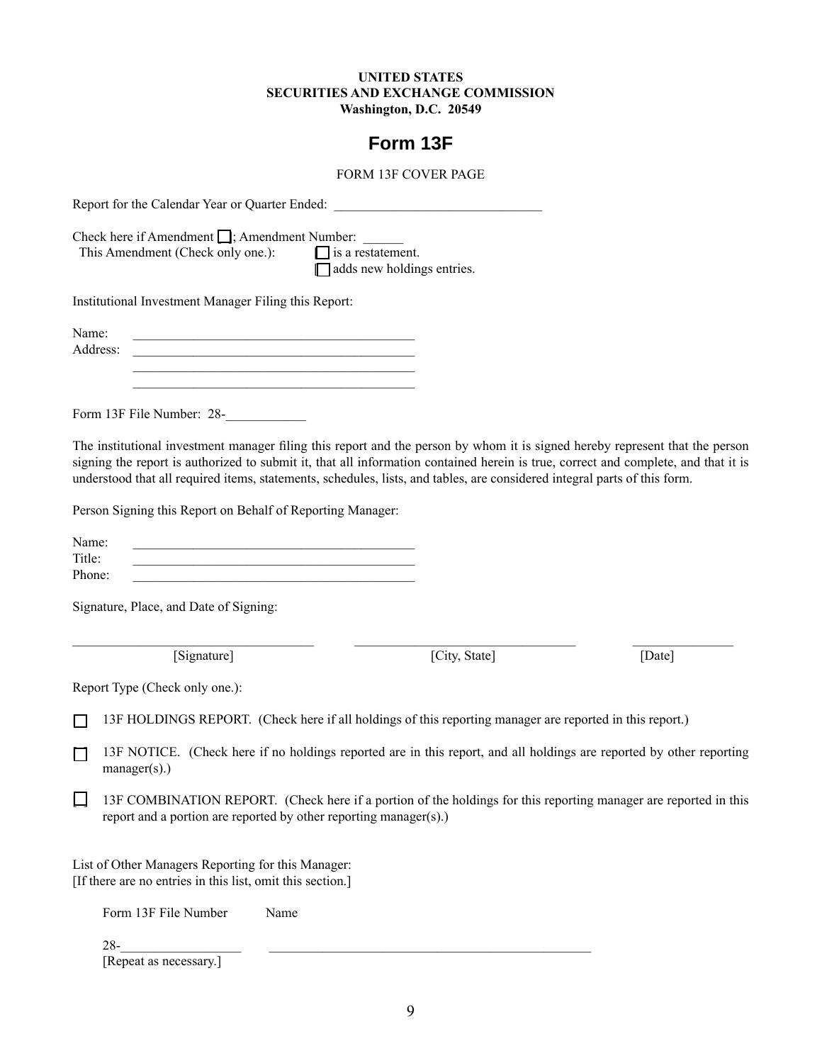**UNITED STATES**
**SECURITIES AND EXCHANGE COMMISSION**
**Washington, D.C. 20549**

# Form 13F

FORM 13F COVER PAGE

Report for the Calendar Year or Quarter Ended: ______________________________

Check here if Amendment [ ]; Amendment Number: ______
This Amendment (Check only one.): [ ] is a restatement.
[ ] adds new holdings entries.

Institutional Investment Manager Filing this Report:

Name: ________________________________________
Address: ________________________________________
________________________________________
________________________________________

Form 13F File Number: 28-____________

The institutional investment manager filing this report and the person by whom it is signed hereby represent that the person signing the report is authorized to submit it, that all information contained herein is true, correct and complete, and that it is understood that all required items, statements, schedules, lists, and tables, are considered integral parts of this form.

Person Signing this Report on Behalf of Reporting Manager:

Name: ________________________________________
Title: ________________________________________
Phone: ________________________________________

Signature, Place, and Date of Signing:

| ________________________________ | ________________________________ | ______________ |
|---|---|---|
| [Signature] | [City, State] | [Date] |

Report Type (Check only one.):

[ ] 13F HOLDINGS REPORT. (Check here if all holdings of this reporting manager are reported in this report.)

[ ] 13F NOTICE. (Check here if no holdings reported are in this report, and all holdings are reported by other reporting manager(s).)

[ ] 13F COMBINATION REPORT. (Check here if a portion of the holdings for this reporting manager are reported in this report and a portion are reported by other reporting manager(s).)

List of Other Managers Reporting for this Manager:
[If there are no entries in this list, omit this section.]

| Form 13F File Number | Name |
|---|---|
| 28-_________________ | ________________________________________________ |

[Repeat as necessary.]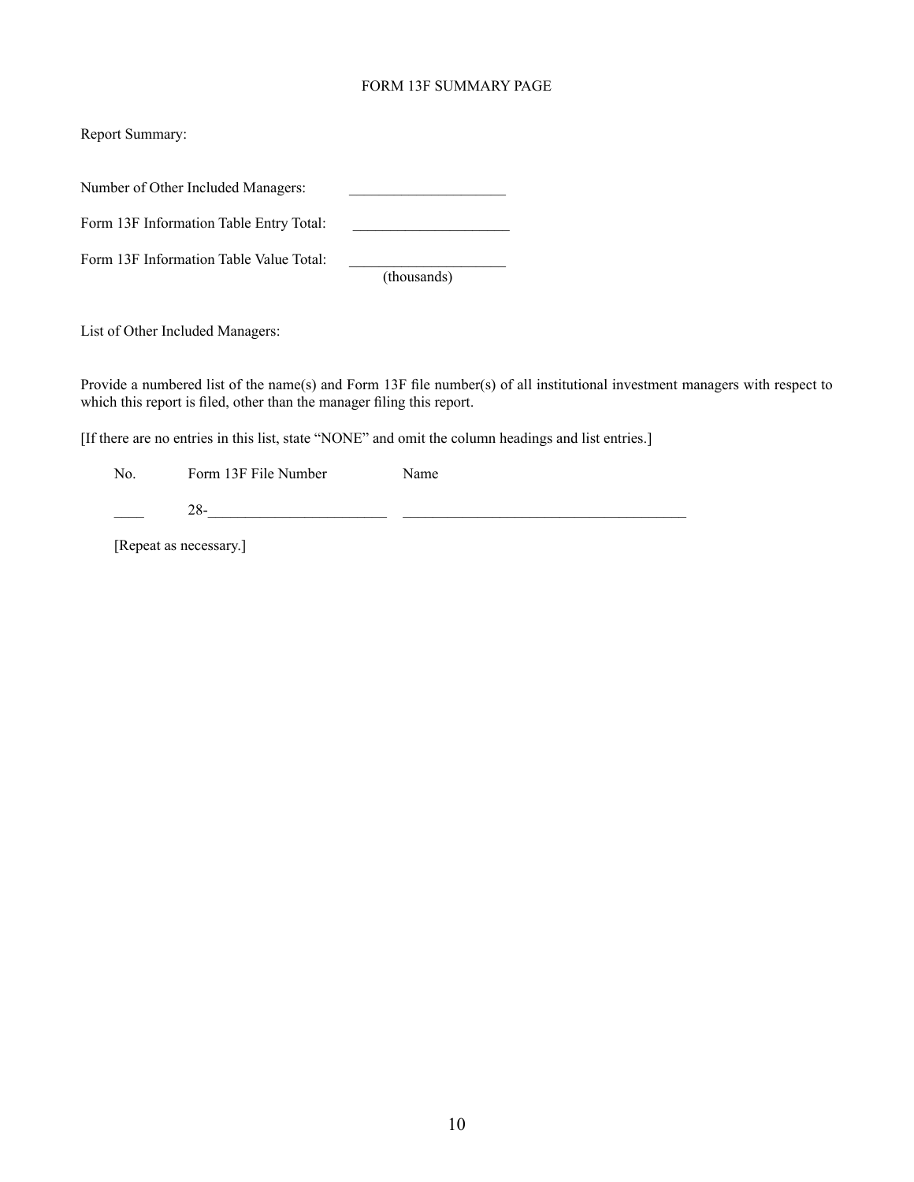# FORM 13F SUMMARY PAGE

Report Summary:

Number of Other Included Managers: ____________________

Form 13F Information Table Entry Total: ____________________

Form 13F Information Table Value Total: ____________________
(thousands)

List of Other Included Managers:

Provide a numbered list of the name(s) and Form 13F file number(s) of all institutional investment managers with respect to which this report is filed, other than the manager filing this report.

[If there are no entries in this list, state "NONE" and omit the column headings and list entries.]

| No. | Form 13F File Number | Name |
|---|---|---|
| ____ | 28-________________________ | ______________________________________ |

[Repeat as necessary.]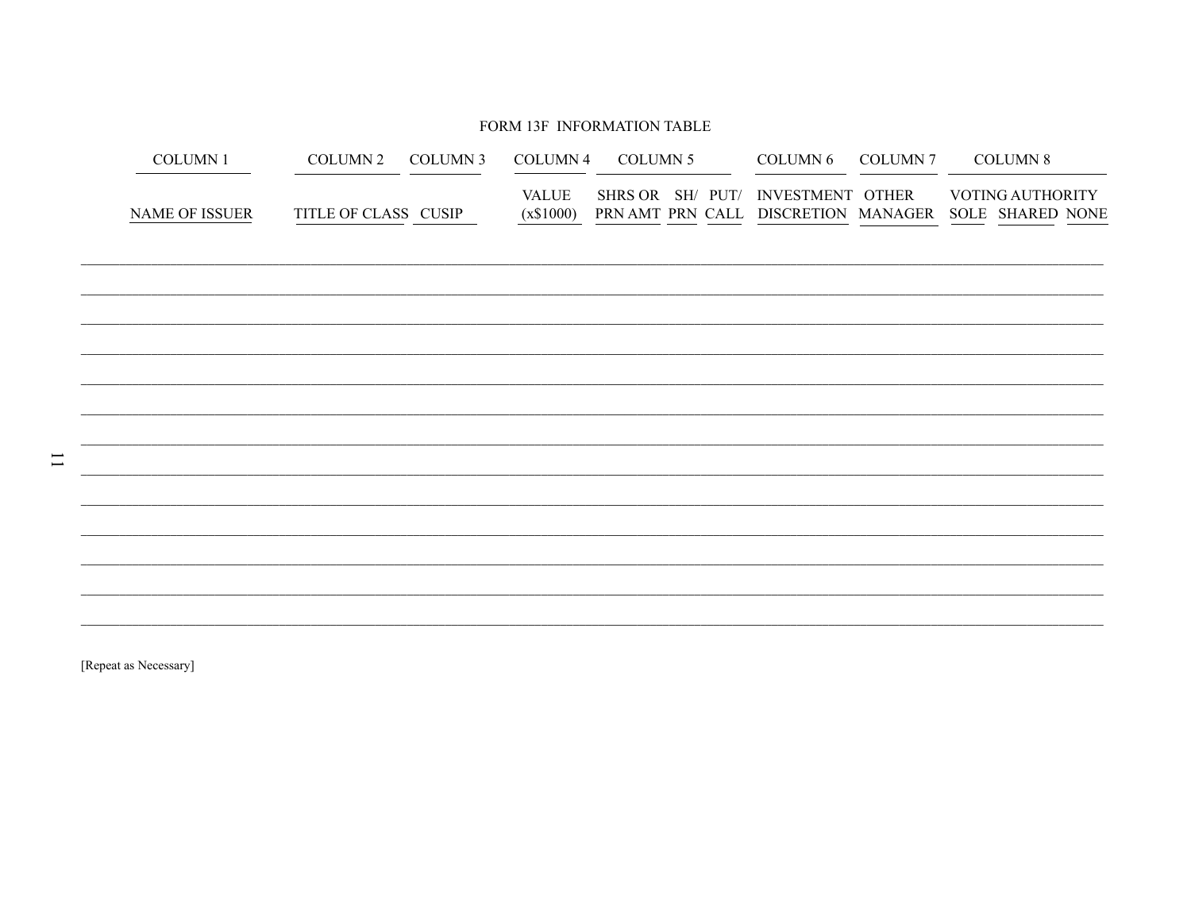FORM 13F INFORMATION TABLE

| COLUMN 1 | COLUMN 2 | COLUMN 3 | COLUMN 4 | COLUMN 5 | | | COLUMN 6 | COLUMN 7 | COLUMN 8 | | |
|---|---|---|---|---|---|---|---|---|---|---|---|
| | | | VALUE | SHRS OR | SH/ | PUT/ | INVESTMENT | OTHER | VOTING AUTHORITY | | |
| NAME OF ISSUER | TITLE OF CLASS | CUSIP | (x$1000) | PRN AMT | PRN | CALL | DISCRETION | MANAGER | SOLE | SHARED | NONE |
| | | | | | | | | | | | |
| | | | | | | | | | | | |
| | | | | | | | | | | | |
| | | | | | | | | | | | |
| | | | | | | | | | | | |
| | | | | | | | | | | | |
| | | | | | | | | | | | |
| | | | | | | | | | | | |
| | | | | | | | | | | | |
| | | | | | | | | | | | |
| | | | | | | | | | | | |
| | | | | | | | | | | | |
| | | | | | | | | | | | |

[Repeat as Necessary]